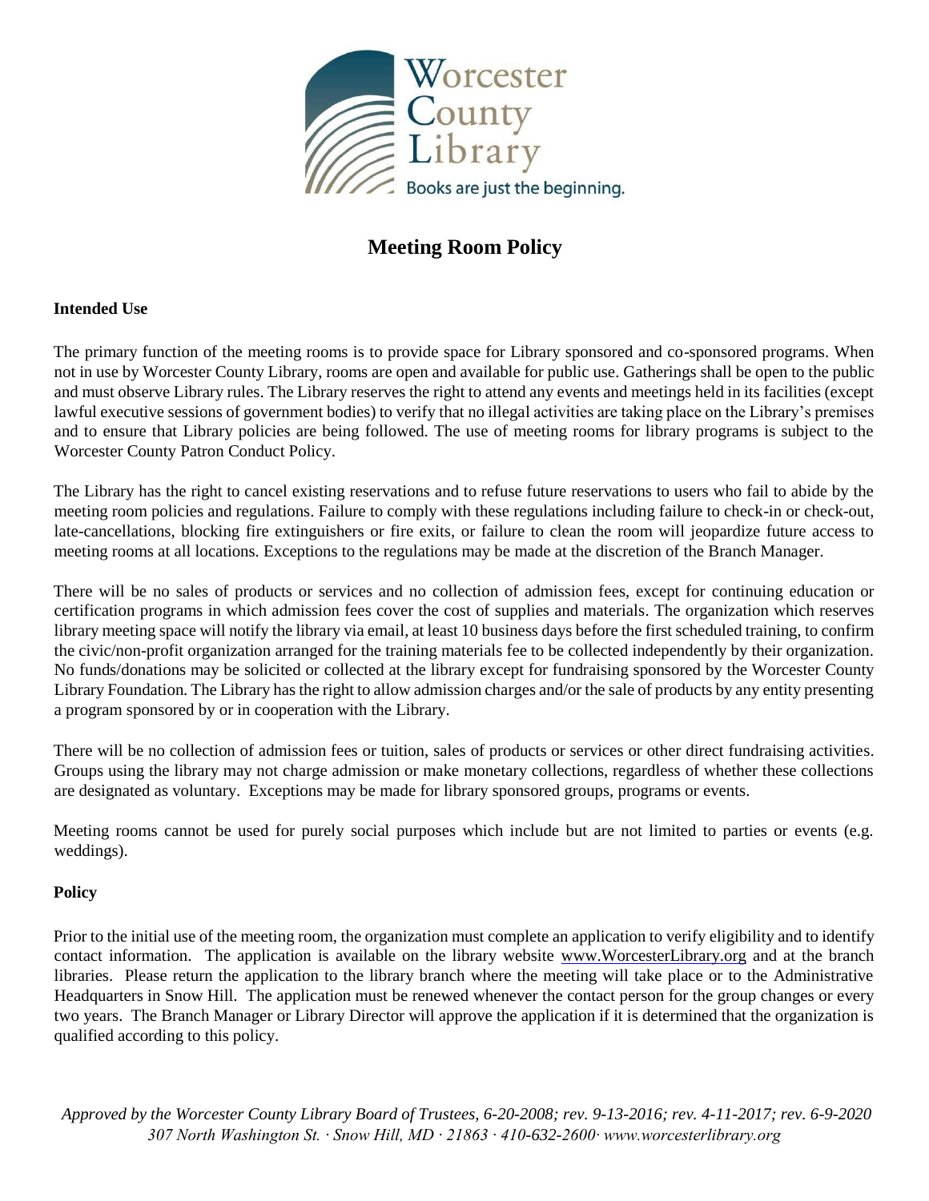Worcester County Library

Books are just the beginning.

# Meeting Room Policy

## Intended Use

The primary function of the meeting rooms is to provide space for Library sponsored and co-sponsored programs. When not in use by Worcester County Library, rooms are open and available for public use. Gatherings shall be open to the public and must observe Library rules. The Library reserves the right to attend any events and meetings held in its facilities (except lawful executive sessions of government bodies) to verify that no illegal activities are taking place on the Library's premises and to ensure that Library policies are being followed. The use of meeting rooms for library programs is subject to the Worcester County Patron Conduct Policy.

The Library has the right to cancel existing reservations and to refuse future reservations to users who fail to abide by the meeting room policies and regulations. Failure to comply with these regulations including failure to check-in or check-out, late-cancellations, blocking fire extinguishers or fire exits, or failure to clean the room will jeopardize future access to meeting rooms at all locations. Exceptions to the regulations may be made at the discretion of the Branch Manager.

There will be no sales of products or services and no collection of admission fees, except for continuing education or certification programs in which admission fees cover the cost of supplies and materials. The organization which reserves library meeting space will notify the library via email, at least 10 business days before the first scheduled training, to confirm the civic/non-profit organization arranged for the training materials fee to be collected independently by their organization. No funds/donations may be solicited or collected at the library except for fundraising sponsored by the Worcester County Library Foundation. The Library has the right to allow admission charges and/or the sale of products by any entity presenting a program sponsored by or in cooperation with the Library.

There will be no collection of admission fees or tuition, sales of products or services or other direct fundraising activities. Groups using the library may not charge admission or make monetary collections, regardless of whether these collections are designated as voluntary. Exceptions may be made for library sponsored groups, programs or events.

Meeting rooms cannot be used for purely social purposes which include but are not limited to parties or events (e.g. weddings).

## Policy

Prior to the initial use of the meeting room, the organization must complete an application to verify eligibility and to identify contact information. The application is available on the library website www.WorcesterLibrary.org and at the branch libraries. Please return the application to the library branch where the meeting will take place or to the Administrative Headquarters in Snow Hill. The application must be renewed whenever the contact person for the group changes or every two years. The Branch Manager or Library Director will approve the application if it is determined that the organization is qualified according to this policy.

*Approved by the Worcester County Library Board of Trustees, 6-20-2008; rev. 9-13-2016; rev. 4-11-2017; rev. 6-9-2020*
*307 North Washington St. · Snow Hill, MD · 21863 · 410-632-2600· www.worcesterlibrary.org*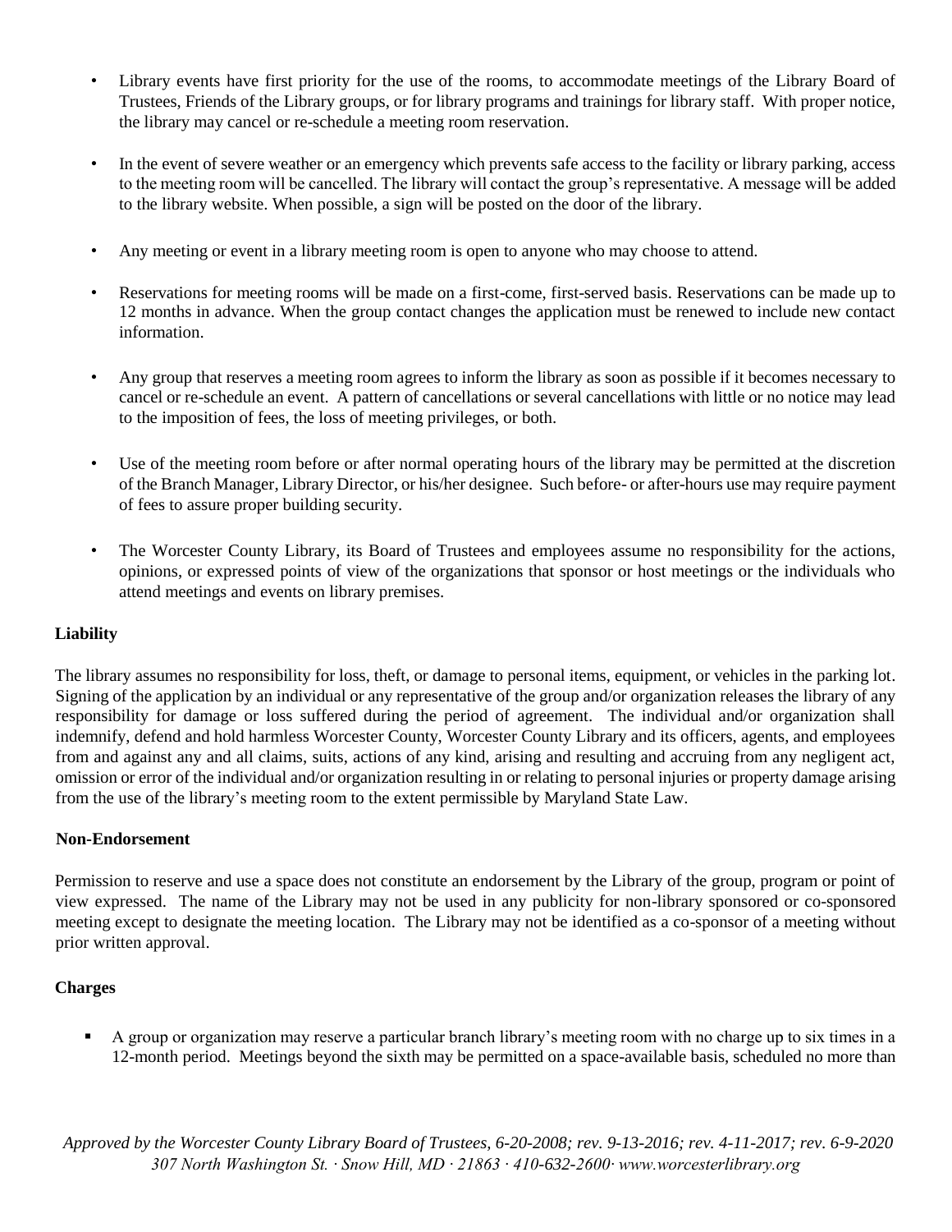- Library events have first priority for the use of the rooms, to accommodate meetings of the Library Board of Trustees, Friends of the Library groups, or for library programs and trainings for library staff. With proper notice, the library may cancel or re-schedule a meeting room reservation.

- In the event of severe weather or an emergency which prevents safe access to the facility or library parking, access to the meeting room will be cancelled. The library will contact the group's representative. A message will be added to the library website. When possible, a sign will be posted on the door of the library.

- Any meeting or event in a library meeting room is open to anyone who may choose to attend.

- Reservations for meeting rooms will be made on a first-come, first-served basis. Reservations can be made up to 12 months in advance. When the group contact changes the application must be renewed to include new contact information.

- Any group that reserves a meeting room agrees to inform the library as soon as possible if it becomes necessary to cancel or re-schedule an event. A pattern of cancellations or several cancellations with little or no notice may lead to the imposition of fees, the loss of meeting privileges, or both.

- Use of the meeting room before or after normal operating hours of the library may be permitted at the discretion of the Branch Manager, Library Director, or his/her designee. Such before- or after-hours use may require payment of fees to assure proper building security.

- The Worcester County Library, its Board of Trustees and employees assume no responsibility for the actions, opinions, or expressed points of view of the organizations that sponsor or host meetings or the individuals who attend meetings and events on library premises.

**Liability**

The library assumes no responsibility for loss, theft, or damage to personal items, equipment, or vehicles in the parking lot. Signing of the application by an individual or any representative of the group and/or organization releases the library of any responsibility for damage or loss suffered during the period of agreement. The individual and/or organization shall indemnify, defend and hold harmless Worcester County, Worcester County Library and its officers, agents, and employees from and against any and all claims, suits, actions of any kind, arising and resulting and accruing from any negligent act, omission or error of the individual and/or organization resulting in or relating to personal injuries or property damage arising from the use of the library's meeting room to the extent permissible by Maryland State Law.

**Non-Endorsement**

Permission to reserve and use a space does not constitute an endorsement by the Library of the group, program or point of view expressed. The name of the Library may not be used in any publicity for non-library sponsored or co-sponsored meeting except to designate the meeting location. The Library may not be identified as a co-sponsor of a meeting without prior written approval.

**Charges**

- A group or organization may reserve a particular branch library's meeting room with no charge up to six times in a 12-month period. Meetings beyond the sixth may be permitted on a space-available basis, scheduled no more than

*Approved by the Worcester County Library Board of Trustees, 6-20-2008; rev. 9-13-2016; rev. 4-11-2017; rev. 6-9-2020*
*307 North Washington St. · Snow Hill, MD · 21863 · 410-632-2600· www.worcesterlibrary.org*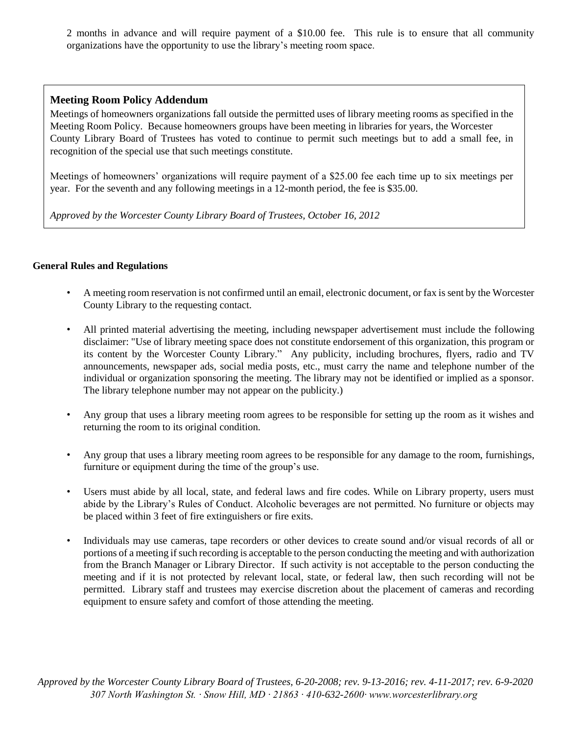2 months in advance and will require payment of a $10.00 fee. This rule is to ensure that all community organizations have the opportunity to use the library's meeting room space.

### Meeting Room Policy Addendum

Meetings of homeowners organizations fall outside the permitted uses of library meeting rooms as specified in the Meeting Room Policy. Because homeowners groups have been meeting in libraries for years, the Worcester County Library Board of Trustees has voted to continue to permit such meetings but to add a small fee, in recognition of the special use that such meetings constitute.

Meetings of homeowners' organizations will require payment of a $25.00 fee each time up to six meetings per year. For the seventh and any following meetings in a 12-month period, the fee is $35.00.

*Approved by the Worcester County Library Board of Trustees, October 16, 2012*

**General Rules and Regulations**

- A meeting room reservation is not confirmed until an email, electronic document, or fax is sent by the Worcester County Library to the requesting contact.
- All printed material advertising the meeting, including newspaper advertisement must include the following disclaimer: "Use of library meeting space does not constitute endorsement of this organization, this program or its content by the Worcester County Library." Any publicity, including brochures, flyers, radio and TV announcements, newspaper ads, social media posts, etc., must carry the name and telephone number of the individual or organization sponsoring the meeting. The library may not be identified or implied as a sponsor. The library telephone number may not appear on the publicity.)
- Any group that uses a library meeting room agrees to be responsible for setting up the room as it wishes and returning the room to its original condition.
- Any group that uses a library meeting room agrees to be responsible for any damage to the room, furnishings, furniture or equipment during the time of the group's use.
- Users must abide by all local, state, and federal laws and fire codes. While on Library property, users must abide by the Library's Rules of Conduct. Alcoholic beverages are not permitted. No furniture or objects may be placed within 3 feet of fire extinguishers or fire exits.
- Individuals may use cameras, tape recorders or other devices to create sound and/or visual records of all or portions of a meeting if such recording is acceptable to the person conducting the meeting and with authorization from the Branch Manager or Library Director. If such activity is not acceptable to the person conducting the meeting and if it is not protected by relevant local, state, or federal law, then such recording will not be permitted. Library staff and trustees may exercise discretion about the placement of cameras and recording equipment to ensure safety and comfort of those attending the meeting.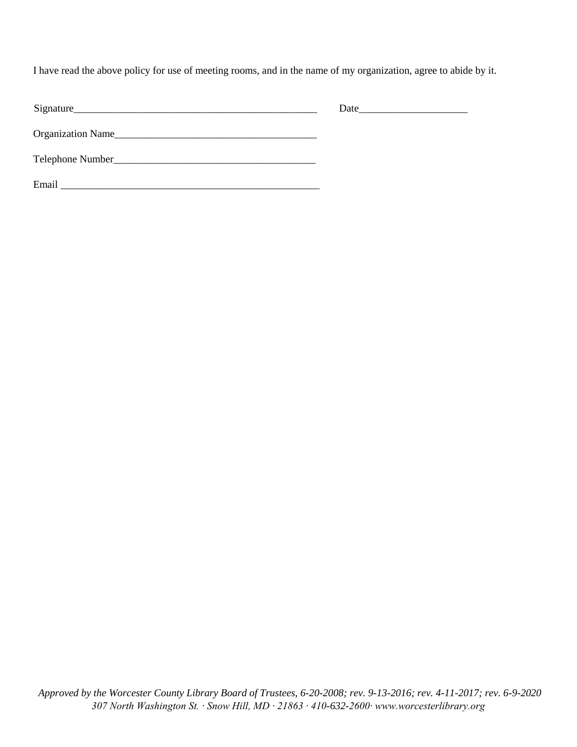I have read the above policy for use of meeting rooms, and in the name of my organization, agree to abide by it.

Signature__________________________________________________ Date_____________________

Organization Name________________________________________

Telephone Number________________________________________

Email _____________________________________________________

*Approved by the Worcester County Library Board of Trustees, 6-20-2008; rev. 9-13-2016; rev. 4-11-2017; rev. 6-9-2020*
*307 North Washington St. · Snow Hill, MD · 21863 · 410-632-2600· www.worcesterlibrary.org*